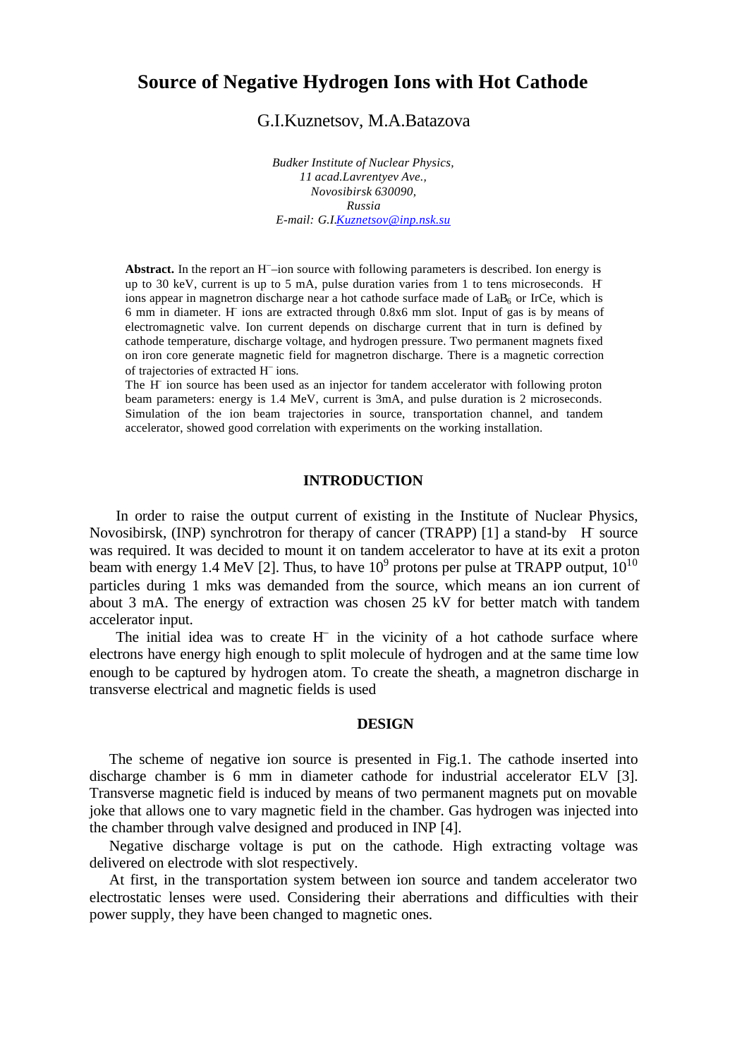# Source of Negative Hydrogen Ions with Hot Cathode

G.I.Kuznetsov, M.A.Batazova

*Budker Institute of Nuclear Physics,*
*11 acad.Lavrentyev Ave.,*
*Novosibirsk 630090,*
*Russia*
*E-mail: G.I.Kuznetsov@inp.nsk.su*

**Abstract.** In the report an $H^-$–ion source with following parameters is described. Ion energy is up to 30 keV, current is up to 5 mA, pulse duration varies from 1 to tens microseconds. $H^-$ ions appear in magnetron discharge near a hot cathode surface made of $LaB_6$ or IrCe, which is 6 mm in diameter. $H^-$ ions are extracted through 0.8x6 mm slot. Input of gas is by means of electromagnetic valve. Ion current depends on discharge current that in turn is defined by cathode temperature, discharge voltage, and hydrogen pressure. Two permanent magnets fixed on iron core generate magnetic field for magnetron discharge. There is a magnetic correction of trajectories of extracted $H^-$ ions.
The $H^-$ ion source has been used as an injector for tandem accelerator with following proton beam parameters: energy is 1.4 MeV, current is 3mA, and pulse duration is 2 microseconds. Simulation of the ion beam trajectories in source, transportation channel, and tandem accelerator, showed good correlation with experiments on the working installation.

## INTRODUCTION

In order to raise the output current of existing in the Institute of Nuclear Physics, Novosibirsk, (INP) synchrotron for therapy of cancer (TRAPP) [1] a stand-by $H^-$ source was required. It was decided to mount it on tandem accelerator to have at its exit a proton beam with energy 1.4 MeV [2]. Thus, to have $10^9$ protons per pulse at TRAPP output, $10^{10}$ particles during 1 mks was demanded from the source, which means an ion current of about 3 mA. The energy of extraction was chosen 25 kV for better match with tandem accelerator input.

The initial idea was to create $H^-$ in the vicinity of a hot cathode surface where electrons have energy high enough to split molecule of hydrogen and at the same time low enough to be captured by hydrogen atom. To create the sheath, a magnetron discharge in transverse electrical and magnetic fields is used

## DESIGN

The scheme of negative ion source is presented in Fig.1. The cathode inserted into discharge chamber is 6 mm in diameter cathode for industrial accelerator ELV [3]. Transverse magnetic field is induced by means of two permanent magnets put on movable joke that allows one to vary magnetic field in the chamber. Gas hydrogen was injected into the chamber through valve designed and produced in INP [4].

Negative discharge voltage is put on the cathode. High extracting voltage was delivered on electrode with slot respectively.

At first, in the transportation system between ion source and tandem accelerator two electrostatic lenses were used. Considering their aberrations and difficulties with their power supply, they have been changed to magnetic ones.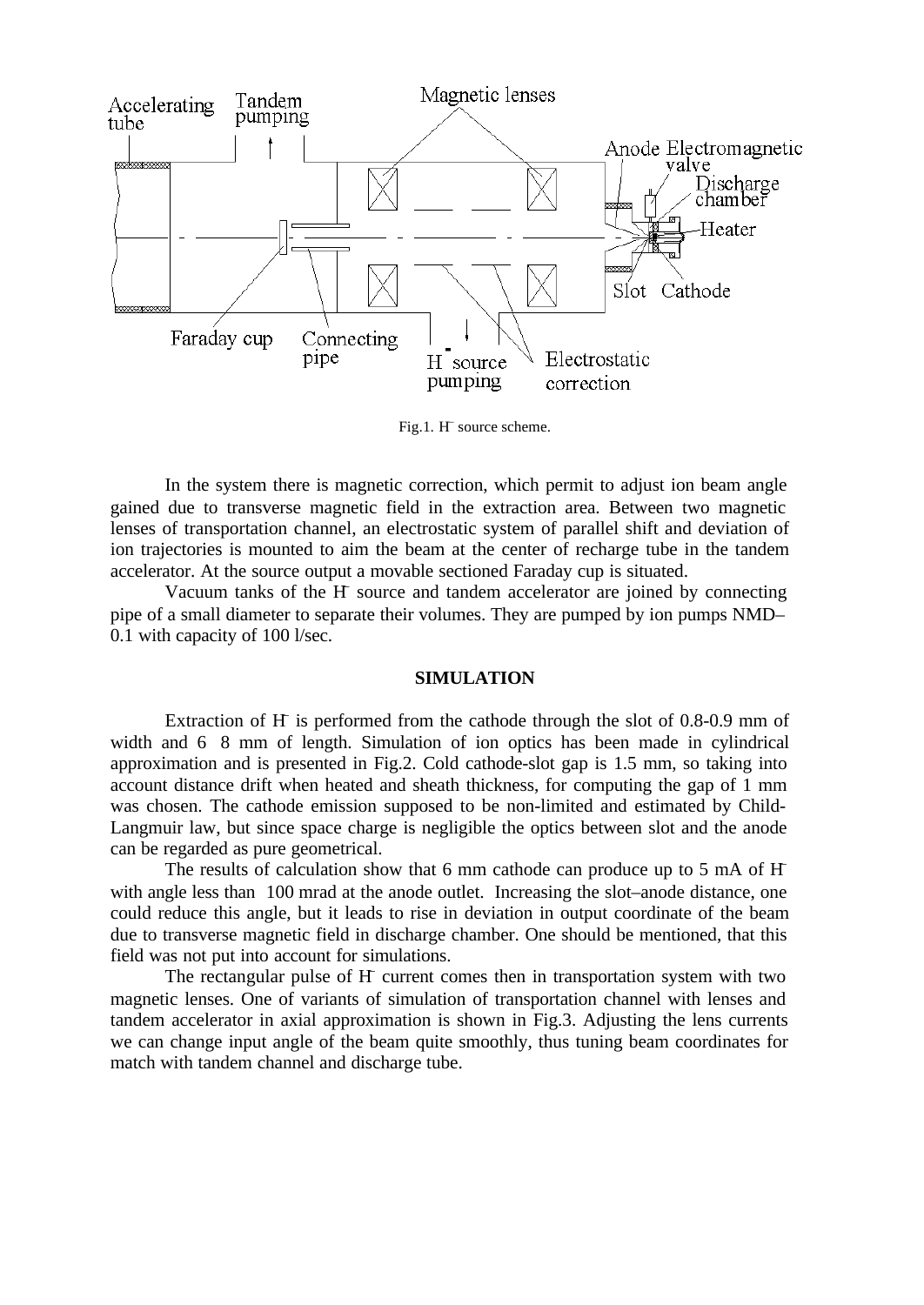Fig.1. $H^-$ source scheme.

In the system there is magnetic correction, which permit to adjust ion beam angle gained due to transverse magnetic field in the extraction area. Between two magnetic lenses of transportation channel, an electrostatic system of parallel shift and deviation of ion trajectories is mounted to aim the beam at the center of recharge tube in the tandem accelerator. At the source output a movable sectioned Faraday cup is situated.

Vacuum tanks of the $H^-$ source and tandem accelerator are joined by connecting pipe of a small diameter to separate their volumes. They are pumped by ion pumps NMD–0.1 with capacity of 100 l/sec.

## SIMULATION

Extraction of $H^-$ is performed from the cathode through the slot of 0.8-0.9 mm of width and 6 8 mm of length. Simulation of ion optics has been made in cylindrical approximation and is presented in Fig.2. Cold cathode-slot gap is 1.5 mm, so taking into account distance drift when heated and sheath thickness, for computing the gap of 1 mm was chosen. The cathode emission supposed to be non-limited and estimated by Child-Langmuir law, but since space charge is negligible the optics between slot and the anode can be regarded as pure geometrical.

The results of calculation show that 6 mm cathode can produce up to 5 mA of $H^-$ with angle less than 100 mrad at the anode outlet. Increasing the slot–anode distance, one could reduce this angle, but it leads to rise in deviation in output coordinate of the beam due to transverse magnetic field in discharge chamber. One should be mentioned, that this field was not put into account for simulations.

The rectangular pulse of $H^-$ current comes then in transportation system with two magnetic lenses. One of variants of simulation of transportation channel with lenses and tandem accelerator in axial approximation is shown in Fig.3. Adjusting the lens currents we can change input angle of the beam quite smoothly, thus tuning beam coordinates for match with tandem channel and discharge tube.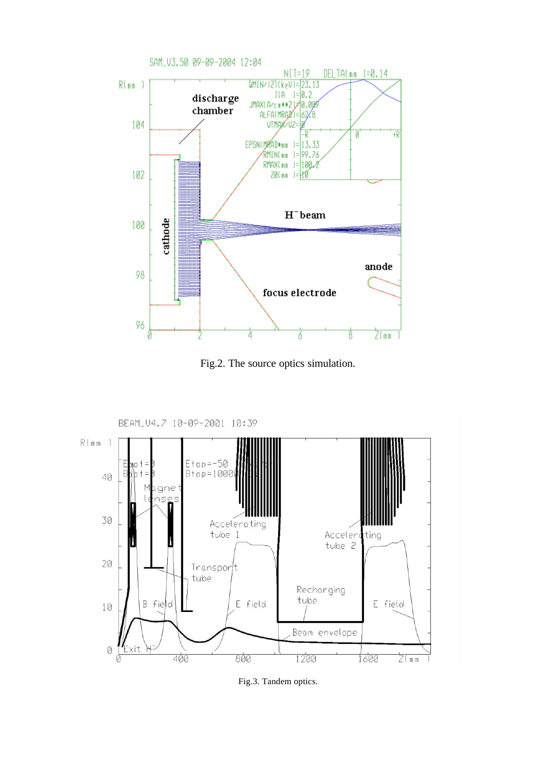Fig.2. The source optics simulation.

Fig.3. Tandem optics.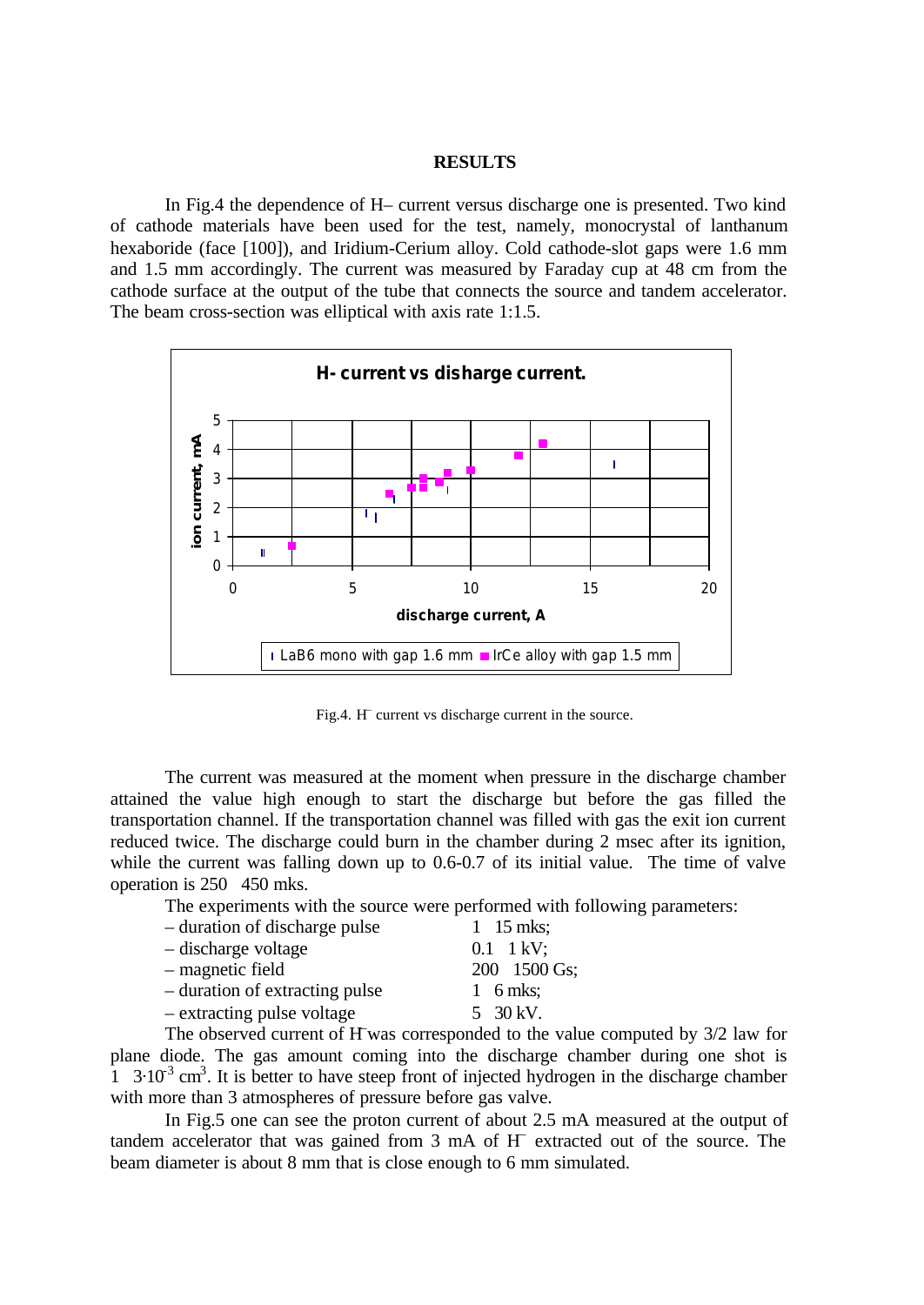## RESULTS

In Fig.4 the dependence of H– current versus discharge one is presented. Two kind of cathode materials have been used for the test, namely, monocrystal of lanthanum hexaboride (face [100]), and Iridium-Cerium alloy. Cold cathode-slot gaps were 1.6 mm and 1.5 mm accordingly. The current was measured by Faraday cup at 48 cm from the cathode surface at the output of the tube that connects the source and tandem accelerator. The beam cross-section was elliptical with axis rate 1:1.5.

Fig.4. $H^-$ current vs discharge current in the source.

The current was measured at the moment when pressure in the discharge chamber attained the value high enough to start the discharge but before the gas filled the transportation channel. If the transportation channel was filled with gas the exit ion current reduced twice. The discharge could burn in the chamber during 2 msec after its ignition, while the current was falling down up to 0.6-0.7 of its initial value. The time of valve operation is 250 450 mks.

The experiments with the source were performed with following parameters:

– duration of discharge pulse 1 15 mks;
– discharge voltage 0.1 1 kV;
– magnetic field 200 1500 Gs;
– duration of extracting pulse 1 6 mks;
– extracting pulse voltage 5 30 kV.

The observed current of $H^-$ was corresponded to the value computed by 3/2 law for plane diode. The gas amount coming into the discharge chamber during one shot is 1 $3 \cdot 10^{-3}$ $cm^3$. It is better to have steep front of injected hydrogen in the discharge chamber with more than 3 atmospheres of pressure before gas valve.

In Fig.5 one can see the proton current of about 2.5 mA measured at the output of tandem accelerator that was gained from 3 mA of $H^-$ extracted out of the source. The beam diameter is about 8 mm that is close enough to 6 mm simulated.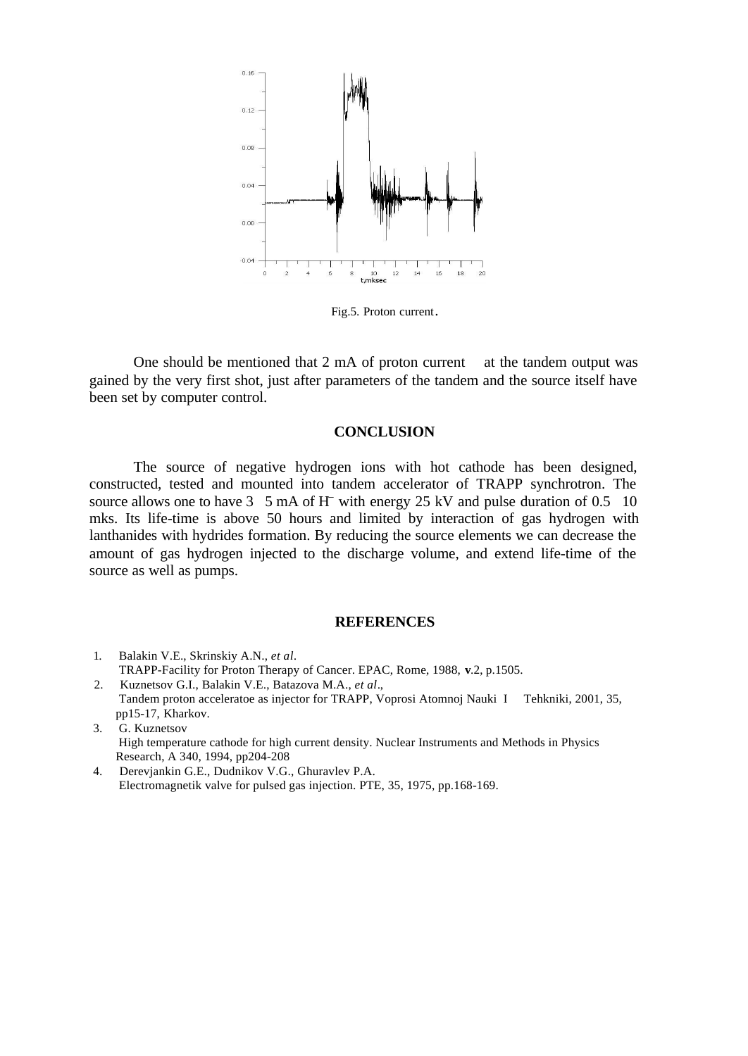0.16

0.12

0.08

0.04

0.00

-0.04

0 2 4 6 8 10 12 14 16 18 20

t,mksec

Fig.5. Proton current.

One should be mentioned that 2 mA of proton current at the tandem output was gained by the very first shot, just after parameters of the tandem and the source itself have been set by computer control.

## CONCLUSION

The source of negative hydrogen ions with hot cathode has been designed, constructed, tested and mounted into tandem accelerator of TRAPP synchrotron. The source allows one to have 3 5 mA of $H^-$ with energy 25 kV and pulse duration of 0.5 10 mks. Its life-time is above 50 hours and limited by interaction of gas hydrogen with lanthanides with hydrides formation. By reducing the source elements we can decrease the amount of gas hydrogen injected to the discharge volume, and extend life-time of the source as well as pumps.

## REFERENCES

1. Balakin V.E., Skrinskiy A.N., *et al*.
   TRAPP-Facility for Proton Therapy of Cancer. EPAC, Rome, 1988, **v**.2, p.1505.
2. Kuznetsov G.I., Balakin V.E., Batazova M.A., *et al*.,
   Tandem proton acceleratoe as injector for TRAPP, Voprosi Atomnoj Nauki I Tehkniki, 2001, 35, pp15-17, Kharkov.
3. G. Kuznetsov
   High temperature cathode for high current density. Nuclear Instruments and Methods in Physics Research, A 340, 1994, pp204-208
4. Derevjankin G.E., Dudnikov V.G., Ghuravlev P.A.
   Electromagnetik valve for pulsed gas injection. PTE, 35, 1975, pp.168-169.